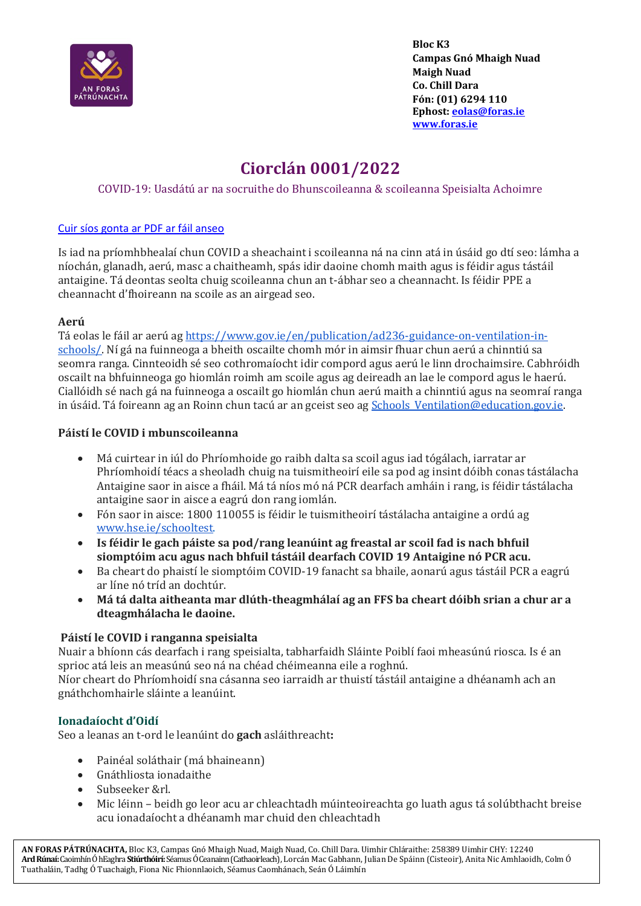Bloc K3
Campas Gnó Mhaigh Nuad
Maigh Nuad
Co. Chill Dara
Fón: (01) 6294 110
Ephost: eolas@foras.ie
www.foras.ie

# Ciorclán 0001/2022

COVID-19: Uasdátú ar na socruithe do Bhunscoileanna & scoileanna Speisialta Achoimre

Cuir síos gonta ar PDF ar fáil anseo

Is iad na príomhbhealaí chun COVID a sheachaint i scoileanna ná na cinn atá in úsáid go dtí seo: lámha a níochán, glanadh, aerú, masc a chaitheamh, spás idir daoine chomh maith agus is féidir agus tástáil antaigine. Tá deontas seolta chuig scoileanna chun an t-ábhar seo a cheannacht. Is féidir PPE a cheannacht d'fhoireann na scoile as an airgead seo.

### Aerú

Tá eolas le fáil ar aerú ag https://www.gov.ie/en/publication/ad236-guidance-on-ventilation-in-schools/. Ní gá na fuinneoga a bheith oscailte chomh mór in aimsir fhuar chun aerú a chinntiú sa seomra ranga. Cinnteoidh sé seo cothromaíocht idir compord agus aerú le linn drochaimsire. Cabhróidh oscailt na bhfuinneoga go hiomlán roimh am scoile agus ag deireadh an lae le compord agus le haerú. Ciallóidh sé nach gá na fuinneoga a oscailt go hiomlán chun aerú maith a chinntiú agus na seomraí ranga in úsáid. Tá foireann ag an Roinn chun tacú ar an gceist seo ag Schools_Ventilation@education.gov.ie.

### Páistí le COVID i mbunscoileanna

- Má cuirtear in iúl do Phríomhoide go raibh dalta sa scoil agus iad tógálach, iarratar ar Phríomhoidí téacs a sheoladh chuig na tuismitheoirí eile sa pod ag insint dóibh conas tástálacha Antaigine saor in aisce a fháil. Má tá níos mó ná PCR dearfach amháin i rang, is féidir tástálacha antaigine saor in aisce a eagrú don rang iomlán.
- Fón saor in aisce: 1800 110055 is féidir le tuismitheoirí tástálacha antaigine a ordú ag www.hse.ie/schooltest.
- **Is féidir le gach páiste sa pod/rang leanúint ag freastal ar scoil fad is nach bhfuil siomptóim acu agus nach bhfuil tástáil dearfach COVID 19 Antaigine nó PCR acu.**
- Ba cheart do phaistí le siomptóim COVID-19 fanacht sa bhaile, aonarú agus tástáil PCR a eagrú ar líne nó tríd an dochtúr.
- **Má tá dalta aitheanta mar dlúth-theagmhálaí ag an FFS ba cheart dóibh srian a chur ar a dteagmhálacha le daoine.**

### Páistí le COVID i ranganna speisialta

Nuair a bhíonn cás dearfach i rang speisialta, tabharfaidh Sláinte Poiblí faoi mheasúnú riosca. Is é an sprioc atá leis an measúnú seo ná na chéad chéimeanna eile a roghnú.
Níor cheart do Phríomhoidí sna cásanna seo iarraidh ar thuistí tástáil antaigine a dhéanamh ach an gnáthchomhairle sláinte a leanúint.

### Ionadaíocht d'Oidí

Seo a leanas an t-ord le leanúint do **gach** asláithreacht**:**

- Painéal soláthair (má bhaineann)
- Gnáthliosta ionadaithe
- Subseeker &rl.
- Mic léinn – beidh go leor acu ar chleachtadh múinteoireachta go luath agus tá solúbthacht breise acu ionadaíocht a dhéanamh mar chuid den chleachtadh

**AN FORAS PÁTRÚNACHTA,** Bloc K3, Campas Gnó Mhaigh Nuad, Maigh Nuad, Co. Chill Dara. Uimhir Chláraithe: 258389 Uimhir CHY: 12240
**Ard Rúnaí:** Caoimhín Ó hEaghra **Stiúrthóirí:** Séamus Ó Ceanainn (Cathaoirleach), Lorcán Mac Gabhann, Julian De Spáinn (Cisteoir), Anita Nic Amhlaoidh, Colm Ó Tuathaláin, Tadhg Ó Tuachaigh, Fiona Nic Fhionnlaoich, Séamus Caomhánach, Seán Ó Láimhín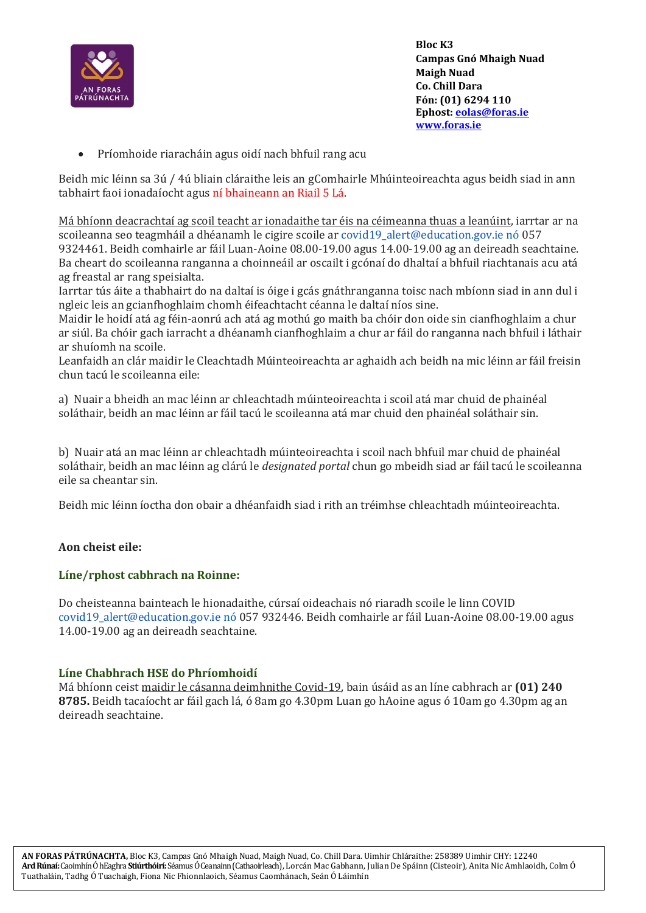- Príomhoide riaracháin agus oidí nach bhfuil rang acu

Beidh mic léinn sa 3ú / 4ú bliain cláraithe leis an gComhairle Mhúinteoireachta agus beidh siad in ann tabhairt faoi ionadaíocht agus ní bhaineann an Riail 5 Lá.

Má bhíonn deacrachtaí ag scoil teacht ar ionadaithe tar éis na céimeanna thuas a leanúint, iarrtar ar na scoileanna seo teagmháil a dhéanamh le cigire scoile ar covid19_alert@education.gov.ie nó 057 9324461. Beidh comhairle ar fáil Luan-Aoine 08.00-19.00 agus 14.00-19.00 ag an deireadh seachtaine. Ba cheart do scoileanna ranganna a choinneáil ar oscailt i gcónaí do dhaltaí a bhfuil riachtanais acu atá ag freastal ar rang speisialta.
Iarrtar tús áite a thabhairt do na daltaí is óige i gcás gnáthranganna toisc nach mbíonn siad in ann dul i ngleic leis an gcianfhoghlaim chomh éifeachtacht céanna le daltaí níos sine.
Maidir le hoidí atá ag féin-aonrú ach atá ag mothú go maith ba chóir don oide sin cianfhoghlaim a chur ar siúl. Ba chóir gach iarracht a dhéanamh cianfhoghlaim a chur ar fáil do ranganna nach bhfuil i láthair ar shuíomh na scoile.
Leanfaidh an clár maidir le Cleachtadh Múinteoireachta ar aghaidh ach beidh na mic léinn ar fáil freisin chun tacú le scoileanna eile:

a) Nuair a bheidh an mac léinn ar chleachtadh múinteoireachta i scoil atá mar chuid de phainéal soláthair, beidh an mac léinn ar fáil tacú le scoileanna atá mar chuid den phainéal soláthair sin.

b) Nuair atá an mac léinn ar chleachtadh múinteoireachta i scoil nach bhfuil mar chuid de phainéal soláthair, beidh an mac léinn ag clárú le *designated portal* chun go mbeidh siad ar fáil tacú le scoileanna eile sa cheantar sin.

Beidh mic léinn íoctha don obair a dhéanfaidh siad i rith an tréimhse chleachtadh múinteoireachta.

**Aon cheist eile:**

### Líne/rphost cabhrach na Roinne:

Do cheisteanna bainteach le hionadaithe, cúrsaí oideachais nó riaradh scoile le linn COVID covid19_alert@education.gov.ie nó 057 932446. Beidh comhairle ar fáil Luan-Aoine 08.00-19.00 agus 14.00-19.00 ag an deireadh seachtaine.

### Líne Chabhrach HSE do Phríomhoidí

Má bhíonn ceist maidir le cásanna deimhnithe Covid-19, bain úsáid as an líne cabhrach ar **(01) 240 8785.** Beidh tacaíocht ar fáil gach lá, ó 8am go 4.30pm Luan go hAoine agus ó 10am go 4.30pm ag an deireadh seachtaine.